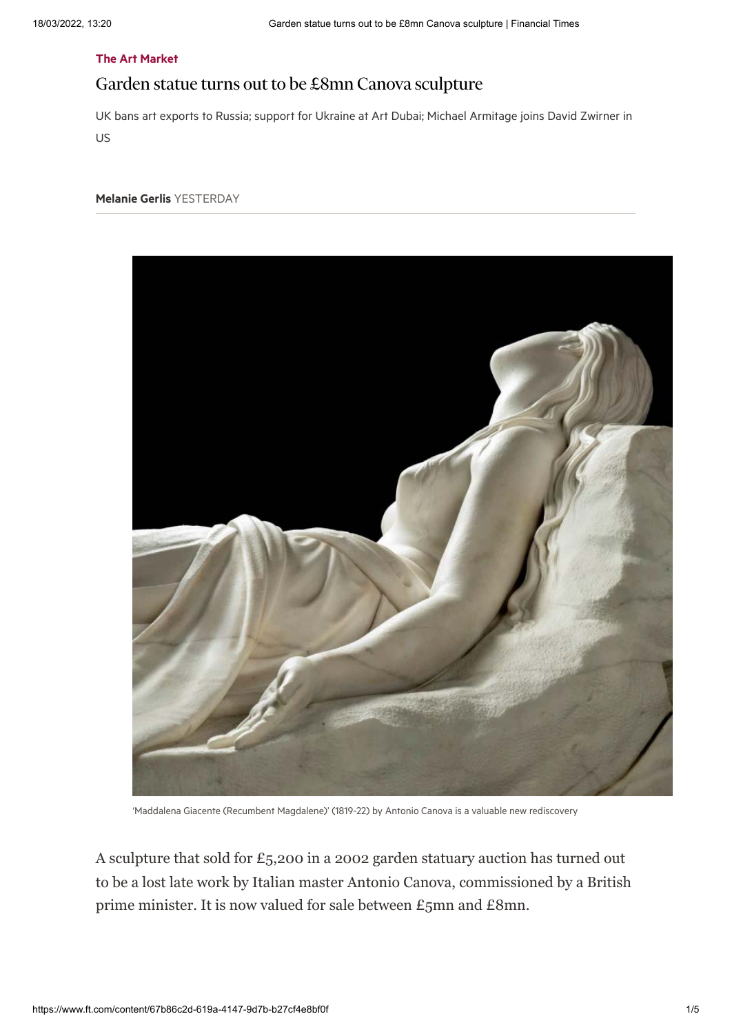The Art Market

# Garden statue turns out to be £8mn Canova sculpture

UK bans art exports to Russia; support for Ukraine at Art Dubai; Michael Armitage joins David Zwirner in US

**Melanie Gerlis** YESTERDAY

'Maddalena Giacente (Recumbent Magdalene)' (1819-22) by Antonio Canova is a valuable new rediscovery

A sculpture that sold for £5,200 in a 2002 garden statuary auction has turned out to be a lost late work by Italian master Antonio Canova, commissioned by a British prime minister. It is now valued for sale between £5mn and £8mn.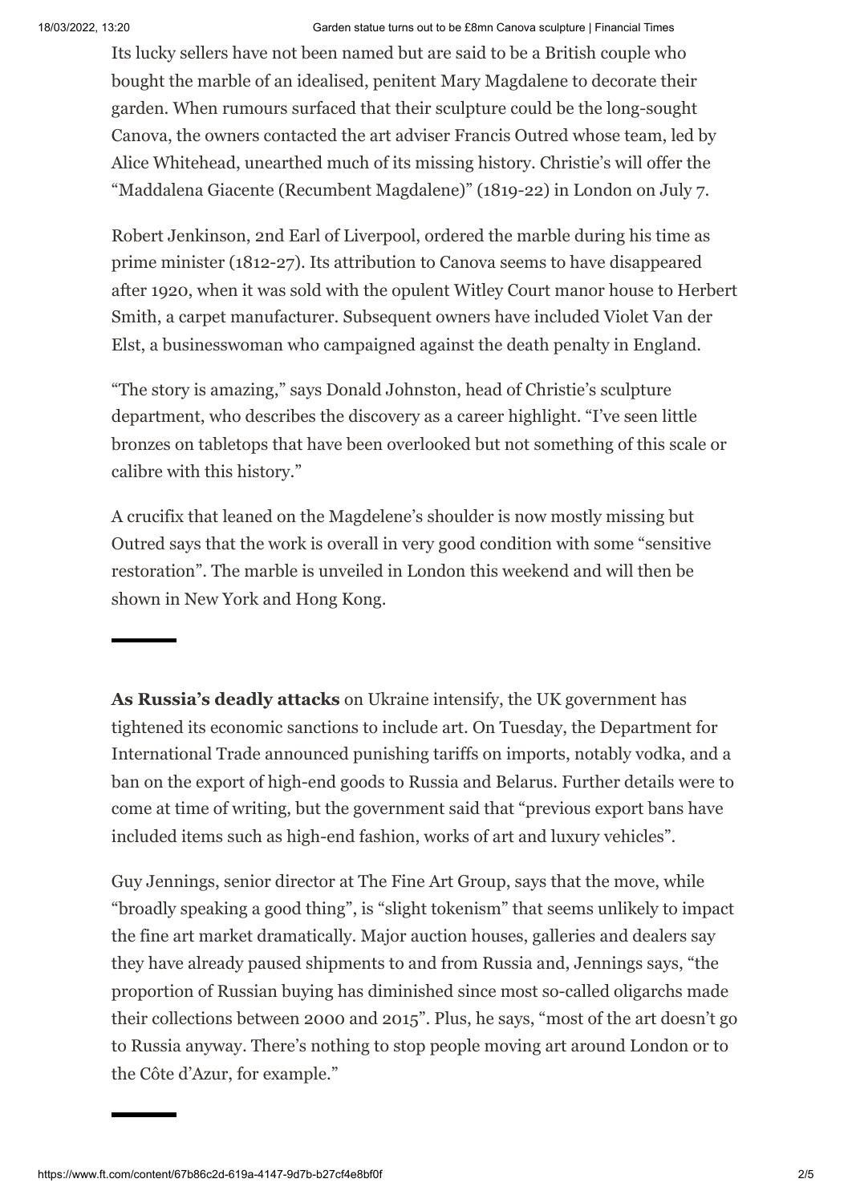Its lucky sellers have not been named but are said to be a British couple who bought the marble of an idealised, penitent Mary Magdalene to decorate their garden. When rumours surfaced that their sculpture could be the long-sought Canova, the owners contacted the art adviser Francis Outred whose team, led by Alice Whitehead, unearthed much of its missing history. Christie's will offer the "Maddalena Giacente (Recumbent Magdalene)" (1819-22) in London on July 7.

Robert Jenkinson, 2nd Earl of Liverpool, ordered the marble during his time as prime minister (1812-27). Its attribution to Canova seems to have disappeared after 1920, when it was sold with the opulent Witley Court manor house to Herbert Smith, a carpet manufacturer. Subsequent owners have included Violet Van der Elst, a businesswoman who campaigned against the death penalty in England.

"The story is amazing," says Donald Johnston, head of Christie's sculpture department, who describes the discovery as a career highlight. "I've seen little bronzes on tabletops that have been overlooked but not something of this scale or calibre with this history."

A crucifix that leaned on the Magdelene's shoulder is now mostly missing but Outred says that the work is overall in very good condition with some "sensitive restoration". The marble is unveiled in London this weekend and will then be shown in New York and Hong Kong.

---

**As Russia's deadly attacks** on Ukraine intensify, the UK government has tightened its economic sanctions to include art. On Tuesday, the Department for International Trade announced punishing tariffs on imports, notably vodka, and a ban on the export of high-end goods to Russia and Belarus. Further details were to come at time of writing, but the government said that "previous export bans have included items such as high-end fashion, works of art and luxury vehicles".

Guy Jennings, senior director at The Fine Art Group, says that the move, while "broadly speaking a good thing", is "slight tokenism" that seems unlikely to impact the fine art market dramatically. Major auction houses, galleries and dealers say they have already paused shipments to and from Russia and, Jennings says, "the proportion of Russian buying has diminished since most so-called oligarchs made their collections between 2000 and 2015". Plus, he says, "most of the art doesn't go to Russia anyway. There's nothing to stop people moving art around London or to the Côte d'Azur, for example."

---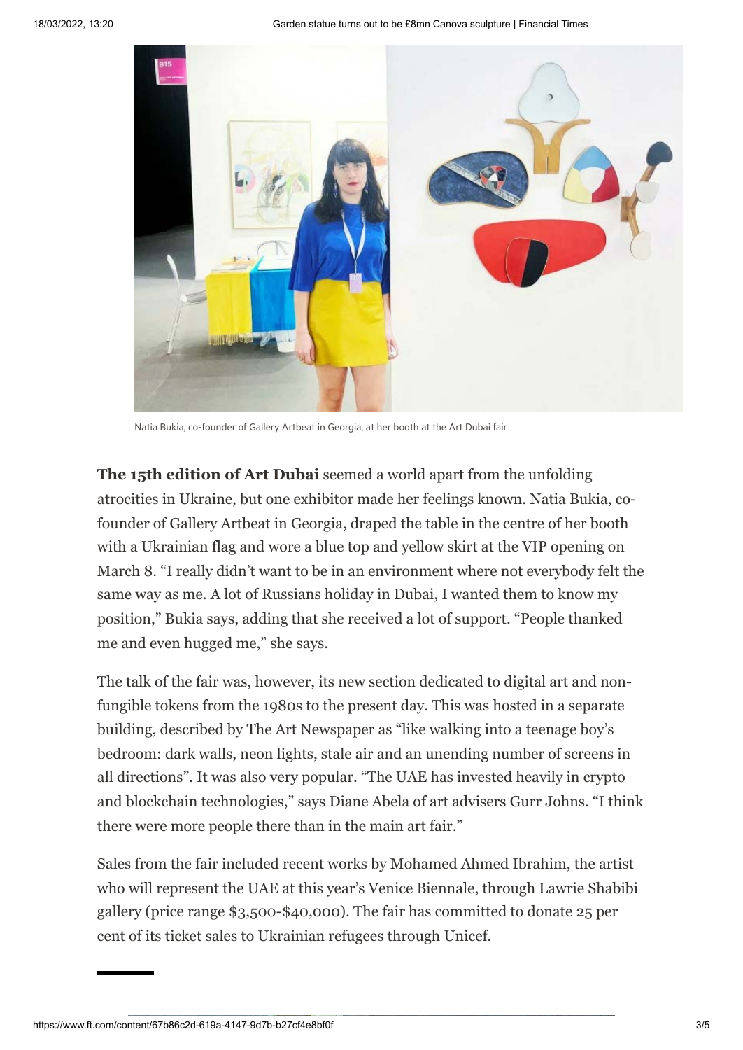Natia Bukia, co-founder of Gallery Artbeat in Georgia, at her booth at the Art Dubai fair

**The 15th edition of Art Dubai** seemed a world apart from the unfolding atrocities in Ukraine, but one exhibitor made her feelings known. Natia Bukia, co-founder of Gallery Artbeat in Georgia, draped the table in the centre of her booth with a Ukrainian flag and wore a blue top and yellow skirt at the VIP opening on March 8. "I really didn't want to be in an environment where not everybody felt the same way as me. A lot of Russians holiday in Dubai, I wanted them to know my position," Bukia says, adding that she received a lot of support. "People thanked me and even hugged me," she says.

The talk of the fair was, however, its new section dedicated to digital art and non-fungible tokens from the 1980s to the present day. This was hosted in a separate building, described by The Art Newspaper as "like walking into a teenage boy's bedroom: dark walls, neon lights, stale air and an unending number of screens in all directions". It was also very popular. "The UAE has invested heavily in crypto and blockchain technologies," says Diane Abela of art advisers Gurr Johns. "I think there were more people there than in the main art fair."

Sales from the fair included recent works by Mohamed Ahmed Ibrahim, the artist who will represent the UAE at this year's Venice Biennale, through Lawrie Shabibi gallery (price range $3,500-$40,000). The fair has committed to donate 25 per cent of its ticket sales to Ukrainian refugees through Unicef.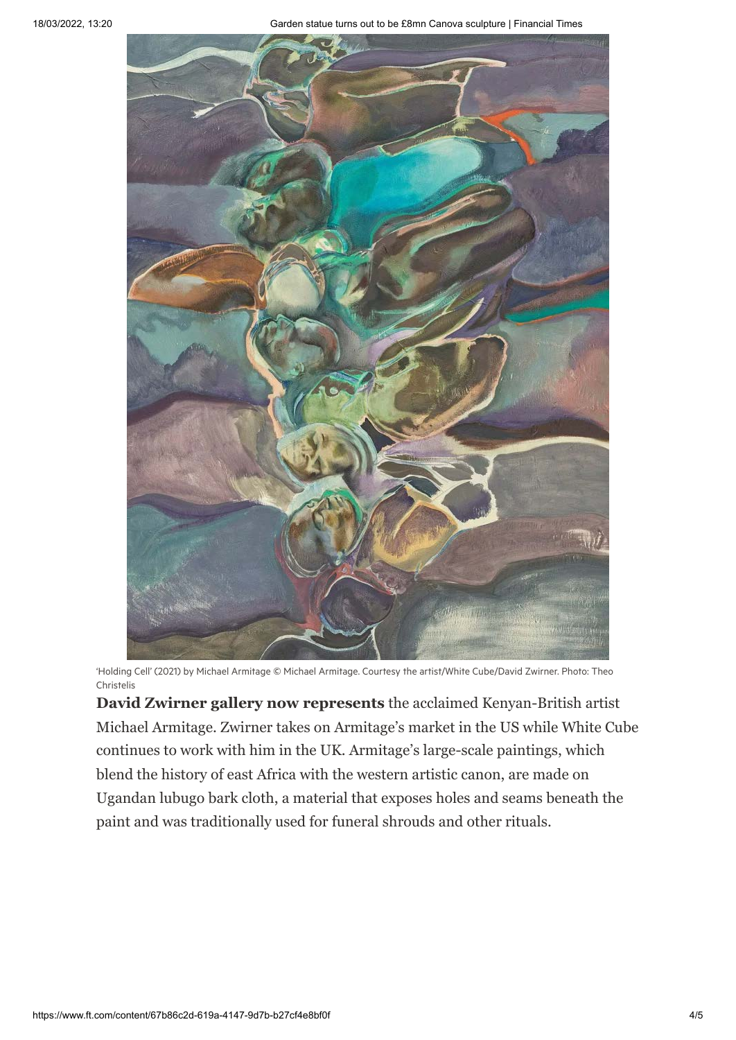'Holding Cell' (2021) by Michael Armitage © Michael Armitage. Courtesy the artist/White Cube/David Zwirner. Photo: Theo Christelis

**David Zwirner gallery now represents** the acclaimed Kenyan-British artist Michael Armitage. Zwirner takes on Armitage's market in the US while White Cube continues to work with him in the UK. Armitage's large-scale paintings, which blend the history of east Africa with the western artistic canon, are made on Ugandan lubugo bark cloth, a material that exposes holes and seams beneath the paint and was traditionally used for funeral shrouds and other rituals.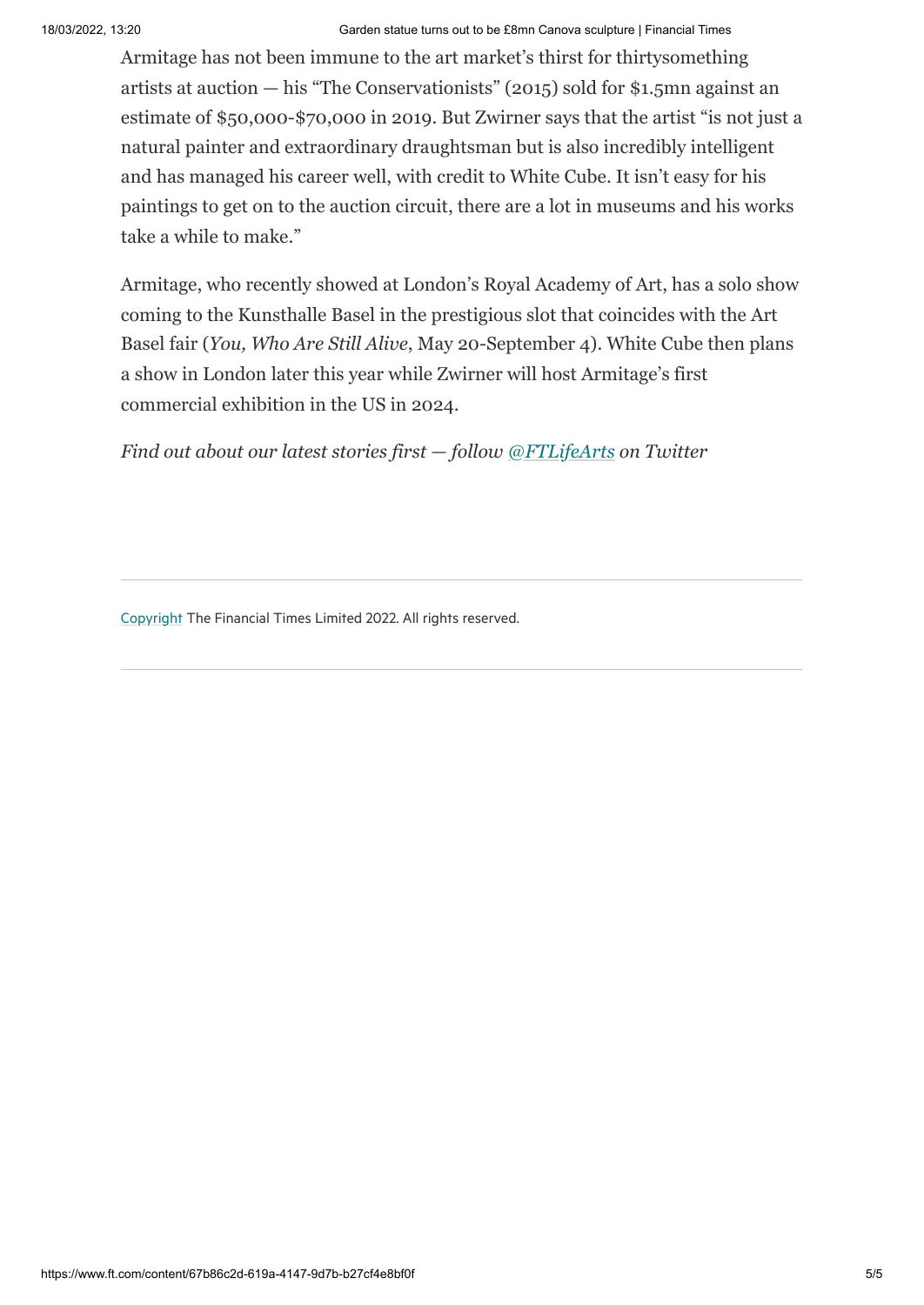Armitage has not been immune to the art market's thirst for thirtysomething artists at auction — his "The Conservationists" (2015) sold for $1.5mn against an estimate of $50,000-$70,000 in 2019. But Zwirner says that the artist "is not just a natural painter and extraordinary draughtsman but is also incredibly intelligent and has managed his career well, with credit to White Cube. It isn't easy for his paintings to get on to the auction circuit, there are a lot in museums and his works take a while to make."

Armitage, who recently showed at London's Royal Academy of Art, has a solo show coming to the Kunsthalle Basel in the prestigious slot that coincides with the Art Basel fair (*You, Who Are Still Alive*, May 20-September 4). White Cube then plans a show in London later this year while Zwirner will host Armitage's first commercial exhibition in the US in 2024.

*Find out about our latest stories first — follow @FTLifeArts on Twitter*

---

Copyright The Financial Times Limited 2022. All rights reserved.